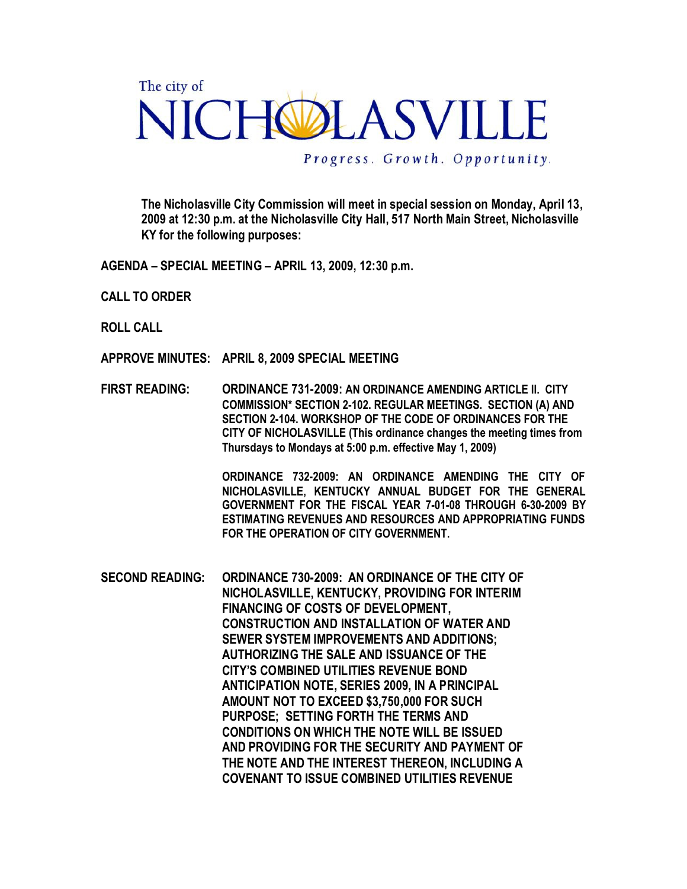The city of

# NICHOLASVILLE

*Progress. Growth. Opportunity.*

**The Nicholasville City Commission will meet in special session on Monday, April 13, 2009 at 12:30 p.m. at the Nicholasville City Hall, 517 North Main Street, Nicholasville KY for the following purposes:**

**AGENDA – SPECIAL MEETING – APRIL 13, 2009, 12:30 p.m.**

**CALL TO ORDER**

**ROLL CALL**

**APPROVE MINUTES:** **APRIL 8, 2009 SPECIAL MEETING**

**FIRST READING:** **ORDINANCE 731-2009: AN ORDINANCE AMENDING ARTICLE II. CITY COMMISSION* SECTION 2-102. REGULAR MEETINGS. SECTION (A) AND SECTION 2-104. WORKSHOP OF THE CODE OF ORDINANCES FOR THE CITY OF NICHOLASVILLE (This ordinance changes the meeting times from Thursdays to Mondays at 5:00 p.m. effective May 1, 2009)**

**ORDINANCE 732-2009: AN ORDINANCE AMENDING THE CITY OF NICHOLASVILLE, KENTUCKY ANNUAL BUDGET FOR THE GENERAL GOVERNMENT FOR THE FISCAL YEAR 7-01-08 THROUGH 6-30-2009 BY ESTIMATING REVENUES AND RESOURCES AND APPROPRIATING FUNDS FOR THE OPERATION OF CITY GOVERNMENT.**

**SECOND READING:** **ORDINANCE 730-2009: AN ORDINANCE OF THE CITY OF NICHOLASVILLE, KENTUCKY, PROVIDING FOR INTERIM FINANCING OF COSTS OF DEVELOPMENT, CONSTRUCTION AND INSTALLATION OF WATER AND SEWER SYSTEM IMPROVEMENTS AND ADDITIONS; AUTHORIZING THE SALE AND ISSUANCE OF THE CITY'S COMBINED UTILITIES REVENUE BOND ANTICIPATION NOTE, SERIES 2009, IN A PRINCIPAL AMOUNT NOT TO EXCEED $3,750,000 FOR SUCH PURPOSE; SETTING FORTH THE TERMS AND CONDITIONS ON WHICH THE NOTE WILL BE ISSUED AND PROVIDING FOR THE SECURITY AND PAYMENT OF THE NOTE AND THE INTEREST THEREON, INCLUDING A COVENANT TO ISSUE COMBINED UTILITIES REVENUE**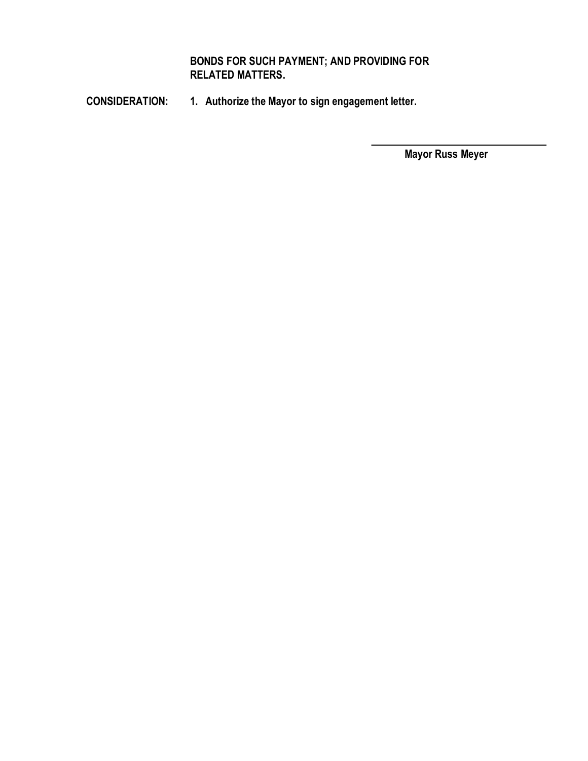**BONDS FOR SUCH PAYMENT; AND PROVIDING FOR RELATED MATTERS.**

**CONSIDERATION:** **1. Authorize the Mayor to sign engagement letter.**

\_\_\_\_\_\_\_\_\_\_\_\_\_\_\_\_\_\_\_\_\_\_\_\_\_\_\_\_\_\_\_\_

**Mayor Russ Meyer**